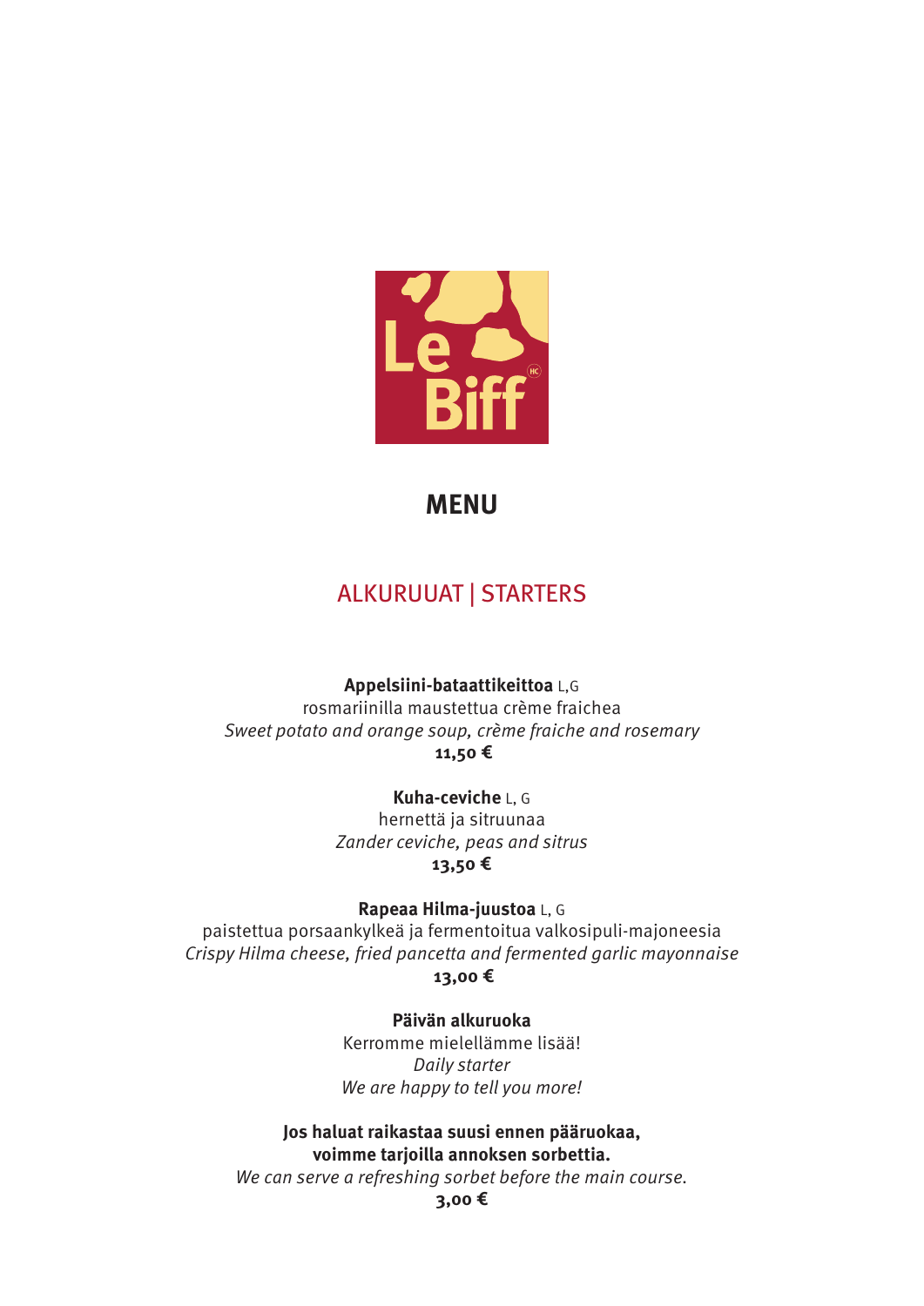Le Biff

# MENU

## ALKURUUAT | STARTERS

**Appelsiini-bataattikeittoa** L,G
rosmariinilla maustettua crème fraichea
*Sweet potato and orange soup, crème fraiche and rosemary*
**11,50 €**

**Kuha-ceviche** L, G
hernettä ja sitruunaa
*Zander ceviche, peas and sitrus*
**13,50 €**

**Rapeaa Hilma-juustoa** L, G
paistettua porsaankylkeä ja fermentoitua valkosipuli-majoneesia
*Crispy Hilma cheese, fried pancetta and fermented garlic mayonnaise*
**13,00 €**

**Päivän alkuruoka**
Kerromme mielellämme lisää!
*Daily starter*
*We are happy to tell you more!*

**Jos haluat raikastaa suusi ennen pääruokaa, voimme tarjoilla annoksen sorbettia.**
*We can serve a refreshing sorbet before the main course.*
**3,00 €**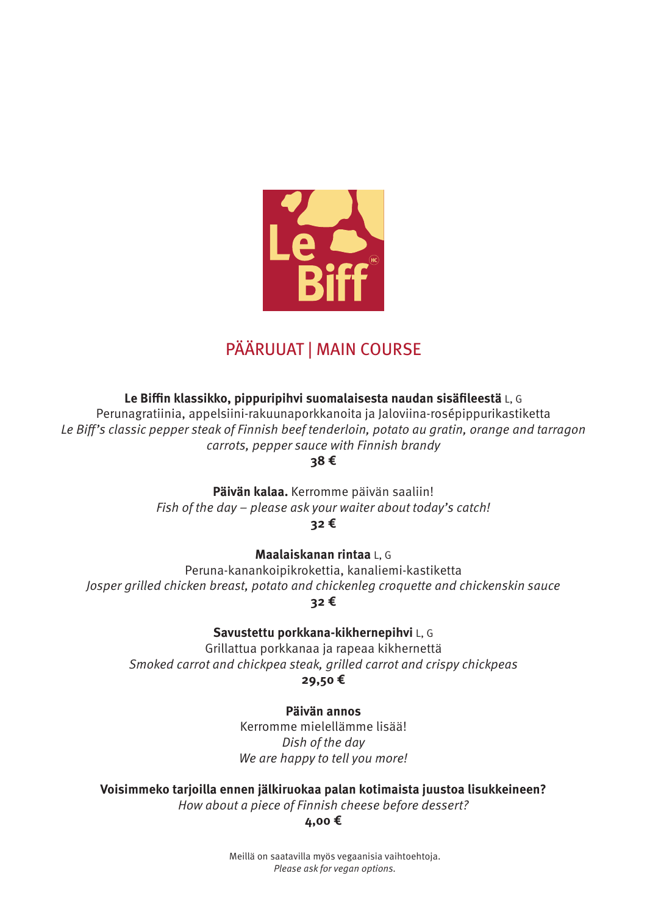## PÄÄRUUAT | MAIN COURSE

**Le Biffin klassikko, pippuripihvi suomalaisesta naudan sisäfileestä** L, G
Perunagratiinia, appelsiini-rakuunaporkkanoita ja Jaloviina-rosépippurikastiketta
*Le Biff's classic pepper steak of Finnish beef tenderloin, potato au gratin, orange and tarragon carrots, pepper sauce with Finnish brandy*
**38 €**

**Päivän kalaa.** Kerromme päivän saaliin!
*Fish of the day – please ask your waiter about today's catch!*
**32 €**

**Maalaiskanan rintaa** L, G
Peruna-kanankoipikrokettia, kanaliemi-kastiketta
*Josper grilled chicken breast, potato and chickenleg croquette and chickenskin sauce*
**32 €**

**Savustettu porkkana-kikhernepihvi** L, G
Grillattua porkkanaa ja rapeaa kikhernettä
*Smoked carrot and chickpea steak, grilled carrot and crispy chickpeas*
**29,50 €**

**Päivän annos**
Kerromme mielellämme lisää!
*Dish of the day*
*We are happy to tell you more!*

**Voisimmeko tarjoilla ennen jälkiruokaa palan kotimaista juustoa lisukkeineen?**
*How about a piece of Finnish cheese before dessert?*
**4,00 €**

Meillä on saatavilla myös vegaanisia vaihtoehtoja.
*Please ask for vegan options.*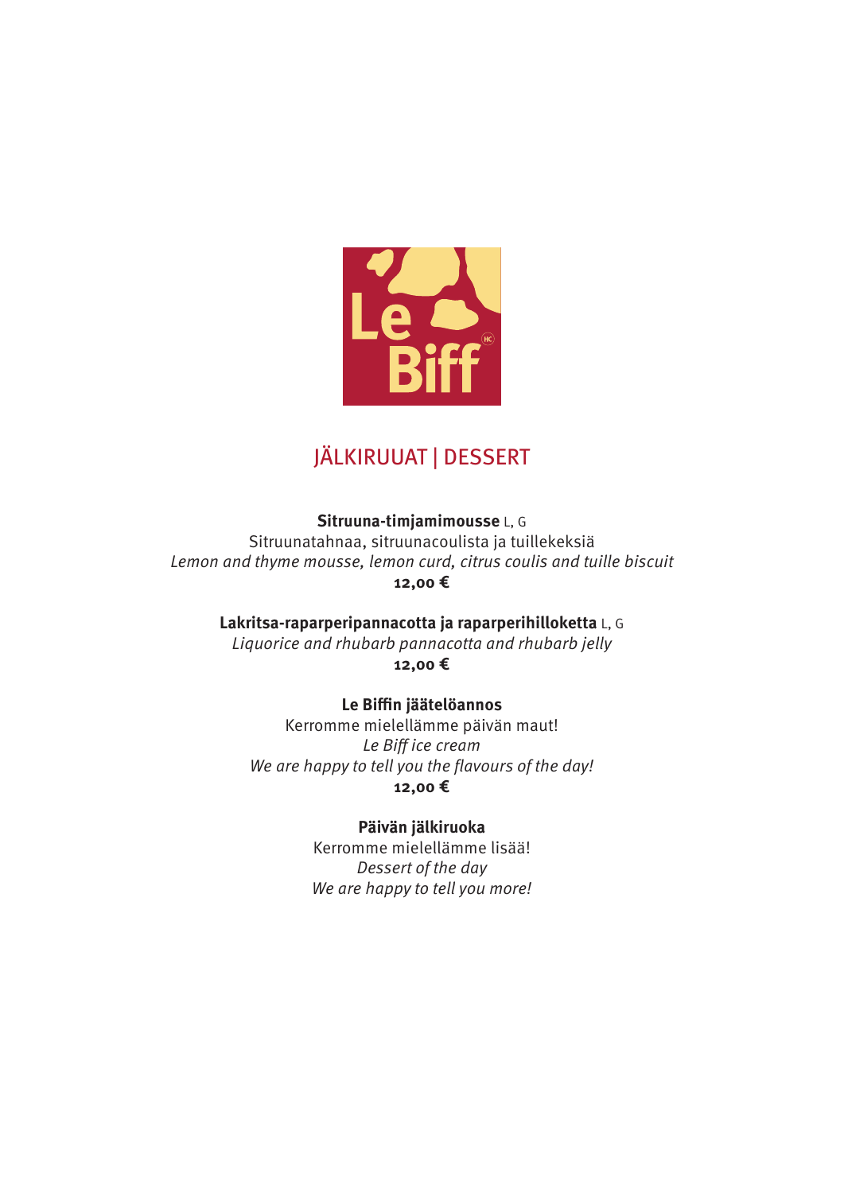Le Biff

# JÄLKIRUUAT | DESSERT

**Sitruuna-timjamimousse** L, G
Sitruunatahnaa, sitruunacoulista ja tuillekeksiä
*Lemon and thyme mousse, lemon curd, citrus coulis and tuille biscuit*
**12,00 €**

**Lakritsa-raparperipannacotta ja raparperihilloketta** L, G
*Liquorice and rhubarb pannacotta and rhubarb jelly*
**12,00 €**

**Le Biffin jäätelöannos**
Kerromme mielellämme päivän maut!
*Le Biff ice cream*
*We are happy to tell you the flavours of the day!*
**12,00 €**

**Päivän jälkiruoka**
Kerromme mielellämme lisää!
*Dessert of the day*
*We are happy to tell you more!*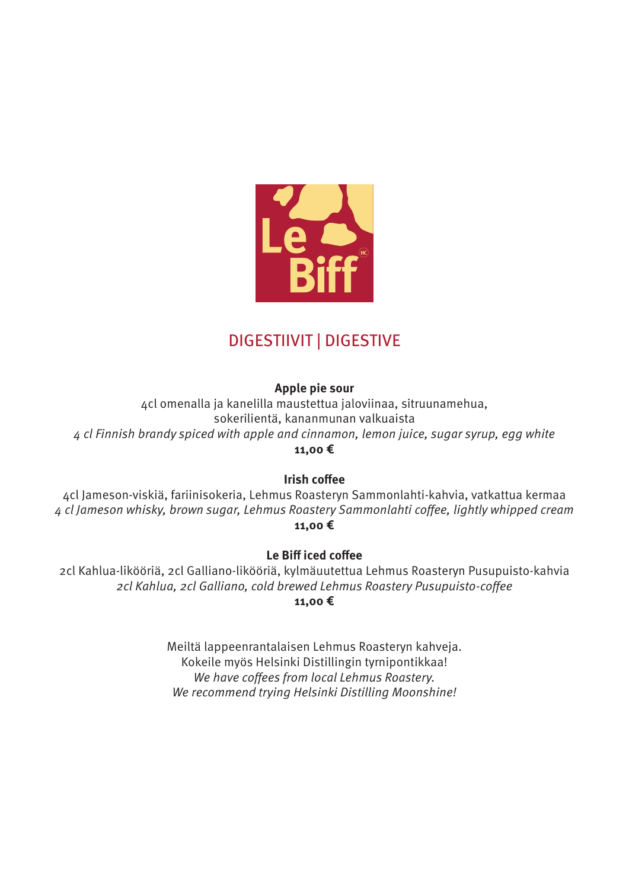Le Biff

## DIGESTIIVIT | DIGESTIVE

**Apple pie sour**

4cl omenalla ja kanelilla maustettua jaloviinaa, sitruunamehua, sokerilientä, kananmunan valkuaista

*4 cl Finnish brandy spiced with apple and cinnamon, lemon juice, sugar syrup, egg white*

**11,00 €**

**Irish coffee**

4cl Jameson-viskiä, fariinisokeria, Lehmus Roasteryn Sammonlahti-kahvia, vatkattua kermaa

*4 cl Jameson whisky, brown sugar, Lehmus Roastery Sammonlahti coffee, lightly whipped cream*

**11,00 €**

**Le Biff iced coffee**

2cl Kahlua-likööriä, 2cl Galliano-likööriä, kylmäuutettua Lehmus Roasteryn Pusupuisto-kahvia

*2cl Kahlua, 2cl Galliano, cold brewed Lehmus Roastery Pusupuisto-coffee*

**11,00 €**

Meiltä lappeenrantalaisen Lehmus Roasteryn kahveja.
Kokeile myös Helsinki Distillingin tyrnipontikkaa!

*We have coffees from local Lehmus Roastery.*
*We recommend trying Helsinki Distilling Moonshine!*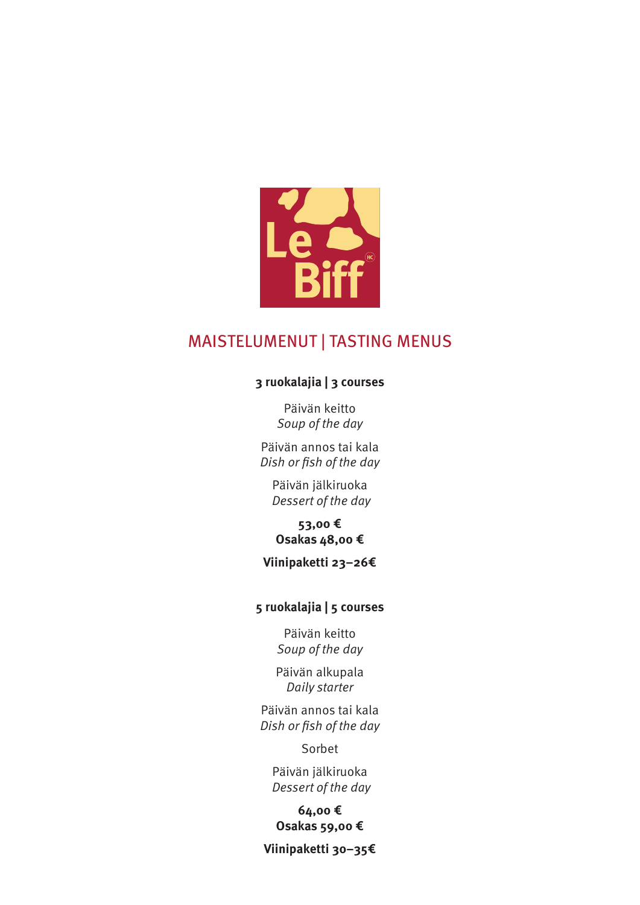Le Biff

# MAISTELUMENUT | TASTING MENUS

**3 ruokalajia | 3 courses**

Päivän keitto
*Soup of the day*

Päivän annos tai kala
*Dish or fish of the day*

Päivän jälkiruoka
*Dessert of the day*

**53,00 €**
**Osakas 48,00 €**

**Viinipaketti 23–26€**

**5 ruokalajia | 5 courses**

Päivän keitto
*Soup of the day*

Päivän alkupala
*Daily starter*

Päivän annos tai kala
*Dish or fish of the day*

Sorbet

Päivän jälkiruoka
*Dessert of the day*

**64,00 €**
**Osakas 59,00 €**

**Viinipaketti 30–35€**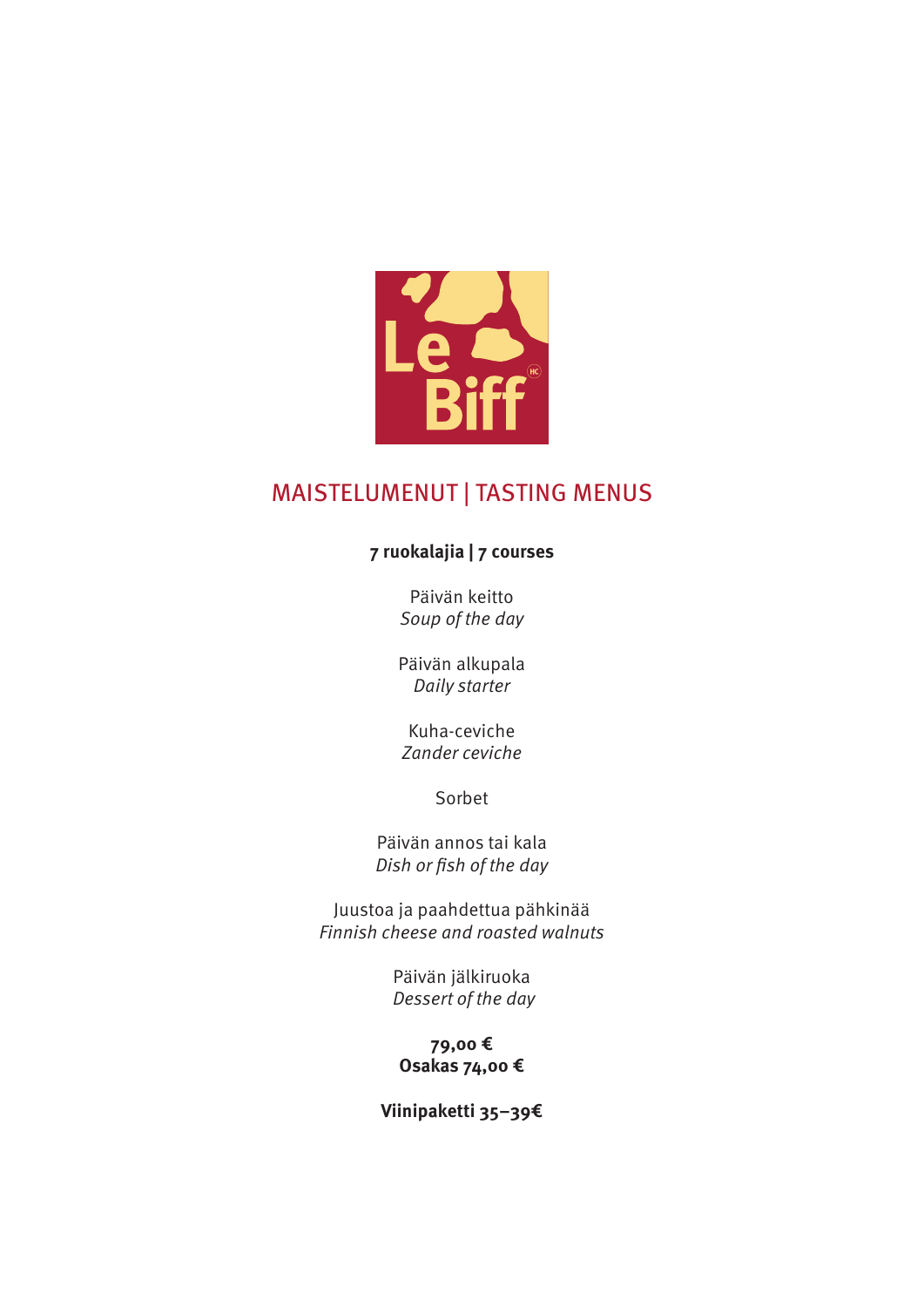Le Biff

# MAISTELUMENUT | TASTING MENUS

**7 ruokalajia | 7 courses**

Päivän keitto
*Soup of the day*

Päivän alkupala
*Daily starter*

Kuha-ceviche
*Zander ceviche*

Sorbet

Päivän annos tai kala
*Dish or fish of the day*

Juustoa ja paahdettua pähkinää
*Finnish cheese and roasted walnuts*

Päivän jälkiruoka
*Dessert of the day*

**79,00 €**
**Osakas 74,00 €**

**Viinipaketti 35–39€**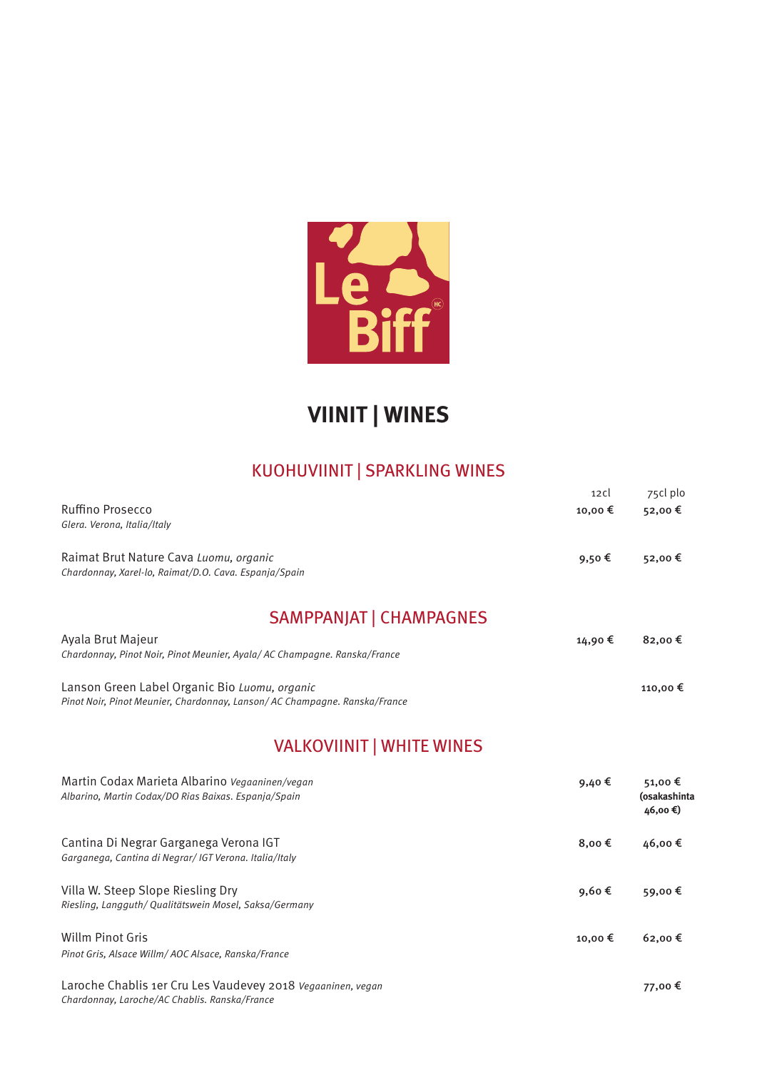Le Biff

# VIINIT | WINES

## KUOHUVIINIT | SPARKLING WINES

| | 12cl | 75cl plo |
|---|---|---|
| Ruffino Prosecco<br>*Glera. Verona, Italia/Italy* | **10,00 €** | **52,00 €** |
| Raimat Brut Nature Cava *Luomu, organic*<br>*Chardonnay, Xarel-lo, Raimat/D.O. Cava. Espanja/Spain* | **9,50 €** | **52,00 €** |

## SAMPPANJAT | CHAMPAGNES

| | 12cl | 75cl plo |
|---|---|---|
| Ayala Brut Majeur<br>*Chardonnay, Pinot Noir, Pinot Meunier, Ayala/ AC Champagne. Ranska/France* | **14,90 €** | **82,00 €** |
| Lanson Green Label Organic Bio *Luomu, organic*<br>*Pinot Noir, Pinot Meunier, Chardonnay, Lanson/ AC Champagne. Ranska/France* | | **110,00 €** |

## VALKOVIINIT | WHITE WINES

| | 12cl | 75cl plo |
|---|---|---|
| Martin Codax Marieta Albarino *Vegaaninen/vegan*<br>*Albarino, Martin Codax/DO Rias Baixas. Espanja/Spain* | **9,40 €** | **51,00 € (osakashinta 46,00 €)** |
| Cantina Di Negrar Garganega Verona IGT<br>*Garganega, Cantina di Negrar/ IGT Verona. Italia/Italy* | **8,00 €** | **46,00 €** |
| Villa W. Steep Slope Riesling Dry<br>*Riesling, Langguth/ Qualitätswein Mosel, Saksa/Germany* | **9,60 €** | **59,00 €** |
| Willm Pinot Gris<br>*Pinot Gris, Alsace Willm/ AOC Alsace, Ranska/France* | **10,00 €** | **62,00 €** |
| Laroche Chablis 1er Cru Les Vaudevey 2018 *Vegaaninen, vegan*<br>*Chardonnay, Laroche/AC Chablis. Ranska/France* | | **77,00 €** |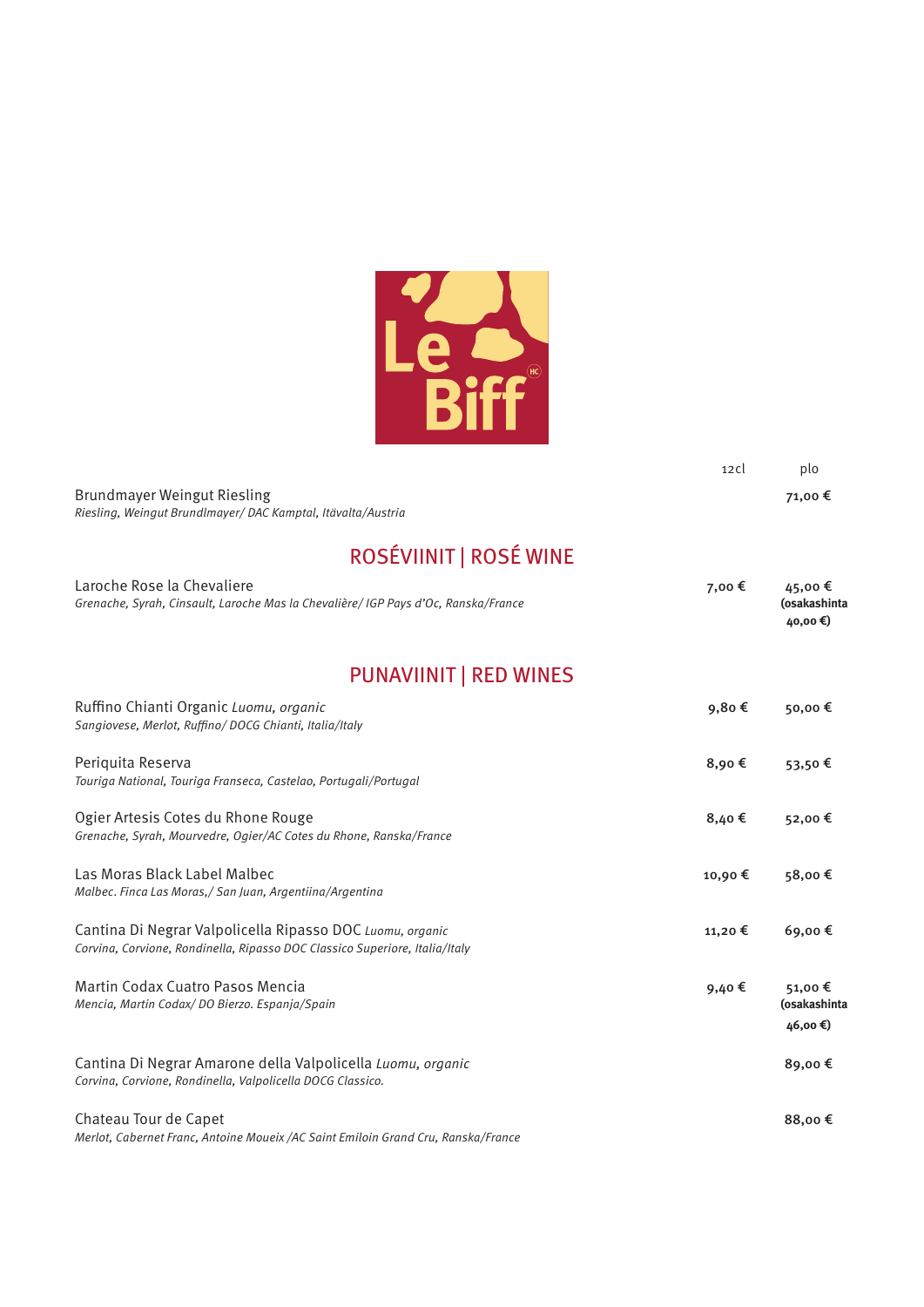Le Biff

| | 12cl | plo |
|---|---|---|
| Brundmayer Weingut Riesling<br>*Riesling, Weingut Brundlmayer/ DAC Kamptal, Itävalta/Austria* | | **71,00 €** |

## ROSÉVIINIT | ROSÉ WINE

| | 12cl | plo |
|---|---|---|
| Laroche Rose la Chevaliere<br>*Grenache, Syrah, Cinsault, Laroche Mas la Chevalière/ IGP Pays d'Oc, Ranska/France* | **7,00 €** | **45,00 € (osakashinta 40,00 €)** |

## PUNAVIINIT | RED WINES

| | 12cl | plo |
|---|---|---|
| Ruffino Chianti Organic *Luomu, organic*<br>*Sangiovese, Merlot, Ruffino/ DOCG Chianti, Italia/Italy* | **9,80 €** | **50,00 €** |
| Periquita Reserva<br>*Touriga National, Touriga Franseca, Castelao, Portugali/Portugal* | **8,90 €** | **53,50 €** |
| Ogier Artesis Cotes du Rhone Rouge<br>*Grenache, Syrah, Mourvedre, Ogier/AC Cotes du Rhone, Ranska/France* | **8,40 €** | **52,00 €** |
| Las Moras Black Label Malbec<br>*Malbec. Finca Las Moras,/ San Juan, Argentiina/Argentina* | **10,90 €** | **58,00 €** |
| Cantina Di Negrar Valpolicella Ripasso DOC *Luomu, organic*<br>*Corvina, Corvione, Rondinella, Ripasso DOC Classico Superiore, Italia/Italy* | **11,20 €** | **69,00 €** |
| Martin Codax Cuatro Pasos Mencia<br>*Mencia, Martin Codax/ DO Bierzo. Espanja/Spain* | **9,40 €** | **51,00 € (osakashinta 46,00 €)** |
| Cantina Di Negrar Amarone della Valpolicella *Luomu, organic*<br>*Corvina, Corvione, Rondinella, Valpolicella DOCG Classico.* | | **89,00 €** |
| Chateau Tour de Capet<br>*Merlot, Cabernet Franc, Antoine Moueix /AC Saint Emiloin Grand Cru, Ranska/France* | | **88,00 €** |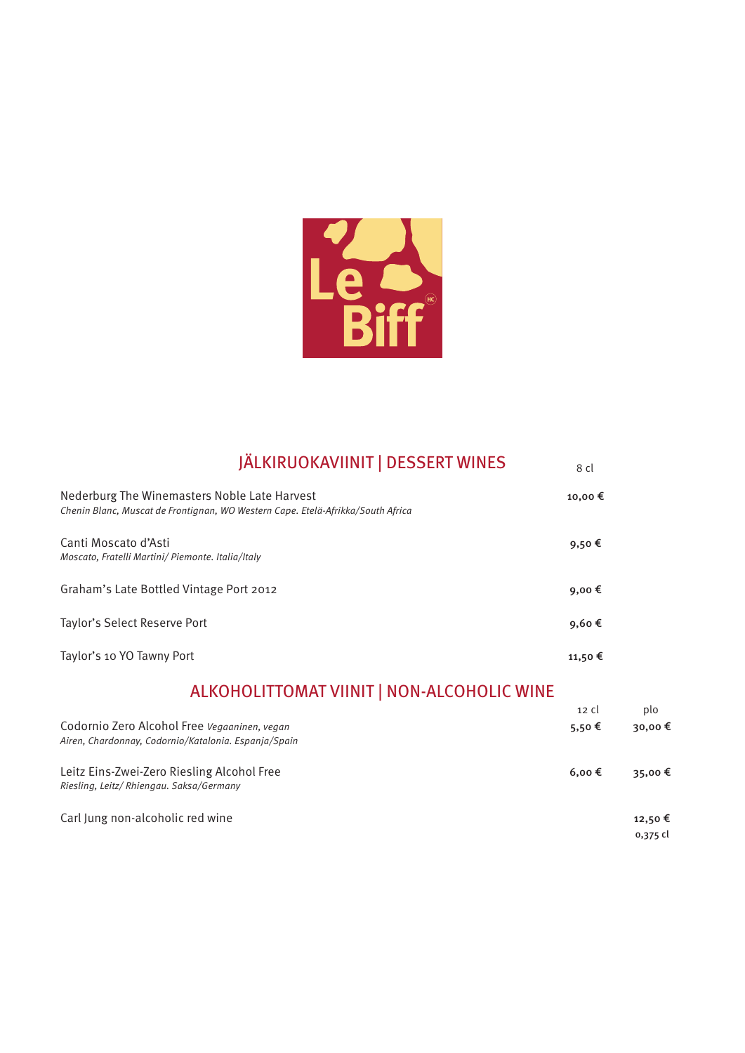Le Biff

## JÄLKIRUOKAVIINIT | DESSERT WINES

| | 8 cl |
|---|---|
| Nederburg The Winemasters Noble Late Harvest<br>*Chenin Blanc, Muscat de Frontignan, WO Western Cape. Etelä-Afrikka/South Africa* | **10,00 €** |
| Canti Moscato d'Asti<br>*Moscato, Fratelli Martini/ Piemonte. Italia/Italy* | **9,50 €** |
| Graham's Late Bottled Vintage Port 2012 | **9,00 €** |
| Taylor's Select Reserve Port | **9,60 €** |
| Taylor's 10 YO Tawny Port | **11,50 €** |

## ALKOHOLITTOMAT VIINIT | NON-ALCOHOLIC WINE

| | 12 cl | plo |
|---|---|---|
| Codornio Zero Alcohol Free *Vegaaninen, vegan*<br>*Airen, Chardonnay, Codornio/Katalonia. Espanja/Spain* | **5,50 €** | **30,00 €** |
| Leitz Eins-Zwei-Zero Riesling Alcohol Free<br>*Riesling, Leitz/ Rhiengau. Saksa/Germany* | **6,00 €** | **35,00 €** |
| Carl Jung non-alcoholic red wine | | **12,50 €**<br>0,375 cl |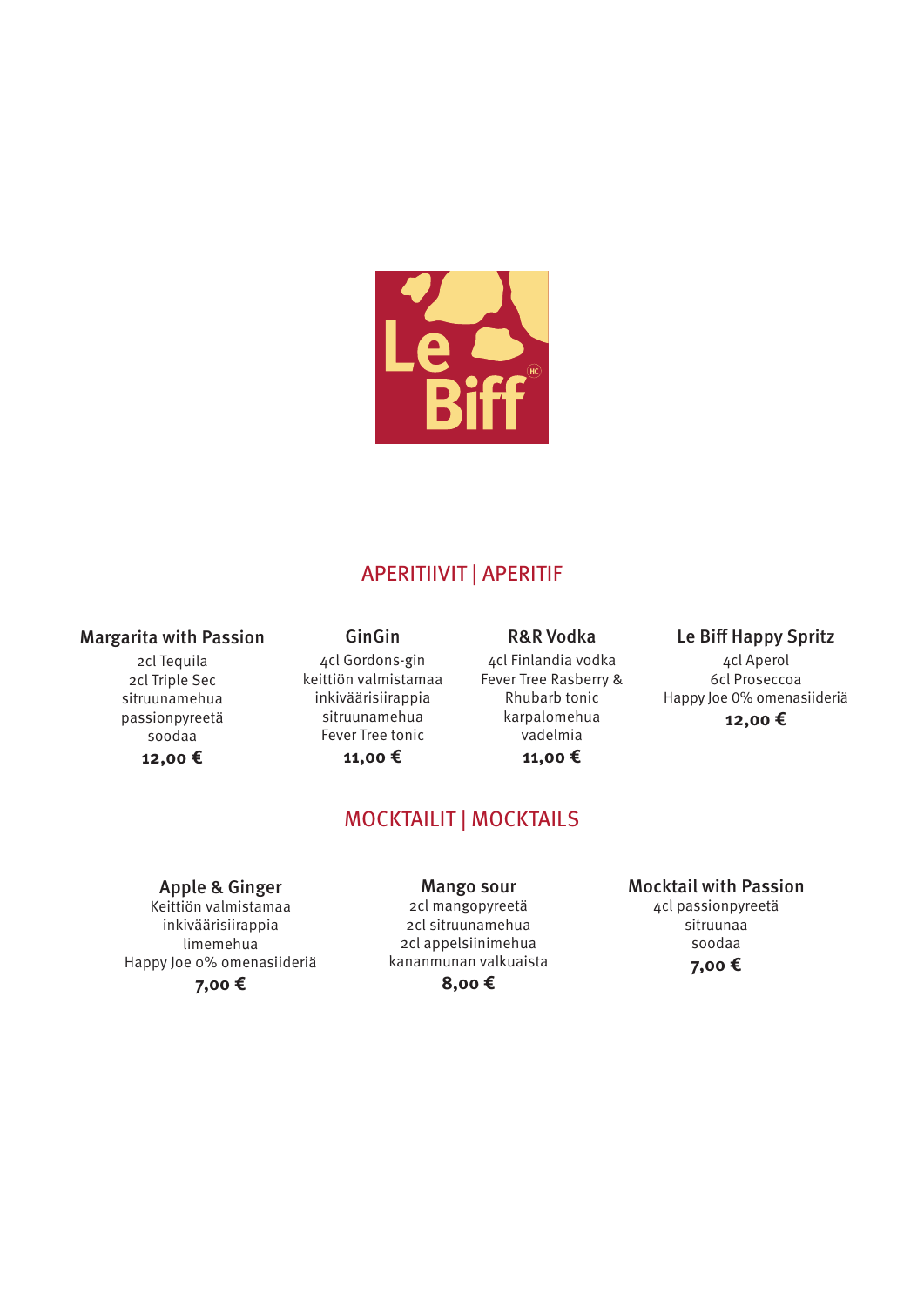## APERITIIVIT | APERITIF

### Margarita with Passion

2cl Tequila
2cl Triple Sec
sitruunamehua
passionpyreetä
soodaa

**12,00 €**

### GinGin

4cl Gordons-gin
keittiön valmistamaa
inkiväärisiirappia
sitruunamehua
Fever Tree tonic

**11,00 €**

### R&R Vodka

4cl Finlandia vodka
Fever Tree Rasberry &
Rhubarb tonic
karpalomehua
vadelmia

**11,00 €**

### Le Biff Happy Spritz

4cl Aperol
6cl Proseccoa
Happy Joe 0% omenasiideriä

**12,00 €**

## MOCKTAILIT | MOCKTAILS

### Apple & Ginger

Keittiön valmistamaa
inkiväärisiirappia
limemehua
Happy Joe 0% omenasiideriä

**7,00 €**

### Mango sour

2cl mangopyreetä
2cl sitruunamehua
2cl appelsiinimehua
kananmunan valkuaista

**8,00 €**

### Mocktail with Passion

4cl passionpyreetä
sitruunaa
soodaa

**7,00 €**